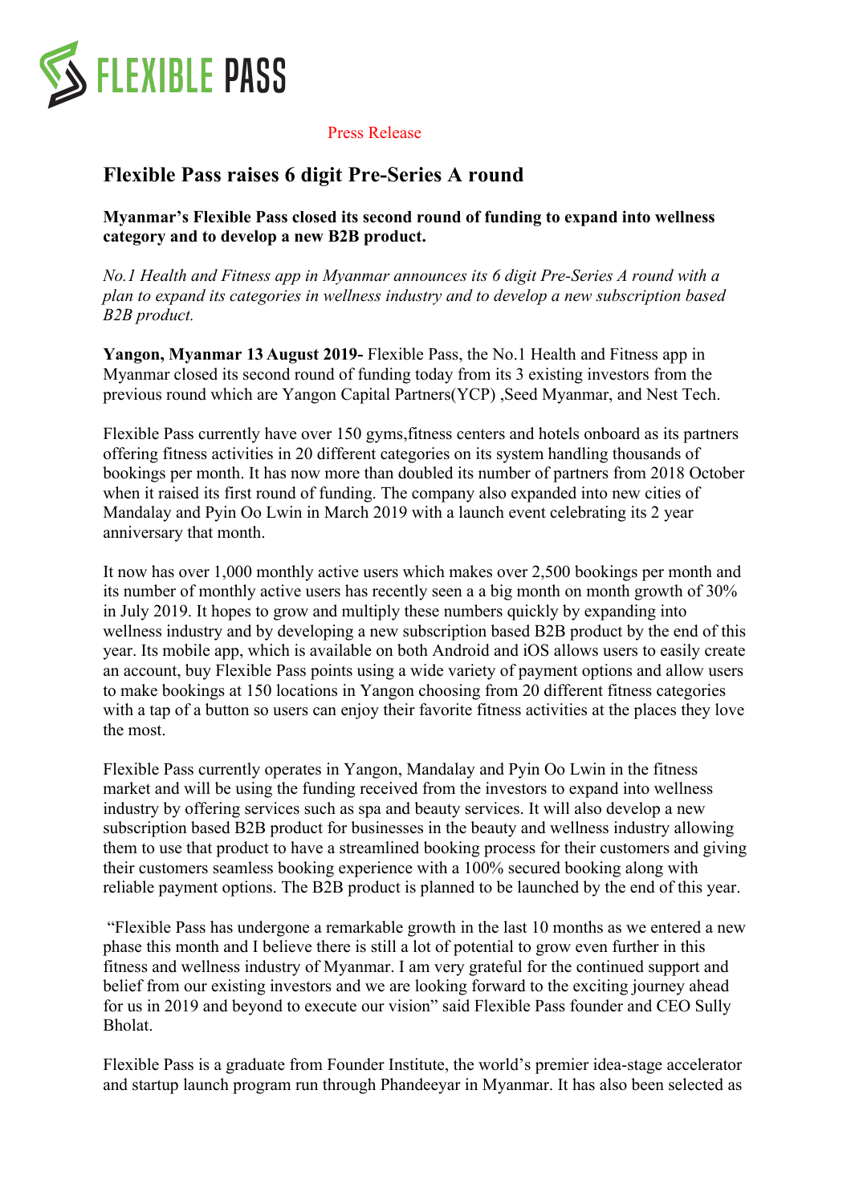FLEXIBLE PASS

Press Release

# Flexible Pass raises 6 digit Pre-Series A round

**Myanmar's Flexible Pass closed its second round of funding to expand into wellness category and to develop a new B2B product.**

*No.1 Health and Fitness app in Myanmar announces its 6 digit Pre-Series A round with a plan to expand its categories in wellness industry and to develop a new subscription based B2B product.*

**Yangon, Myanmar 13 August 2019-** Flexible Pass, the No.1 Health and Fitness app in Myanmar closed its second round of funding today from its 3 existing investors from the previous round which are Yangon Capital Partners(YCP) ,Seed Myanmar, and Nest Tech.

Flexible Pass currently have over 150 gyms,fitness centers and hotels onboard as its partners offering fitness activities in 20 different categories on its system handling thousands of bookings per month. It has now more than doubled its number of partners from 2018 October when it raised its first round of funding. The company also expanded into new cities of Mandalay and Pyin Oo Lwin in March 2019 with a launch event celebrating its 2 year anniversary that month.

It now has over 1,000 monthly active users which makes over 2,500 bookings per month and its number of monthly active users has recently seen a a big month on month growth of 30% in July 2019. It hopes to grow and multiply these numbers quickly by expanding into wellness industry and by developing a new subscription based B2B product by the end of this year. Its mobile app, which is available on both Android and iOS allows users to easily create an account, buy Flexible Pass points using a wide variety of payment options and allow users to make bookings at 150 locations in Yangon choosing from 20 different fitness categories with a tap of a button so users can enjoy their favorite fitness activities at the places they love the most.

Flexible Pass currently operates in Yangon, Mandalay and Pyin Oo Lwin in the fitness market and will be using the funding received from the investors to expand into wellness industry by offering services such as spa and beauty services. It will also develop a new subscription based B2B product for businesses in the beauty and wellness industry allowing them to use that product to have a streamlined booking process for their customers and giving their customers seamless booking experience with a 100% secured booking along with reliable payment options. The B2B product is planned to be launched by the end of this year.

"Flexible Pass has undergone a remarkable growth in the last 10 months as we entered a new phase this month and I believe there is still a lot of potential to grow even further in this fitness and wellness industry of Myanmar. I am very grateful for the continued support and belief from our existing investors and we are looking forward to the exciting journey ahead for us in 2019 and beyond to execute our vision" said Flexible Pass founder and CEO Sully Bholat.

Flexible Pass is a graduate from Founder Institute, the world's premier idea-stage accelerator and startup launch program run through Phandeeyar in Myanmar. It has also been selected as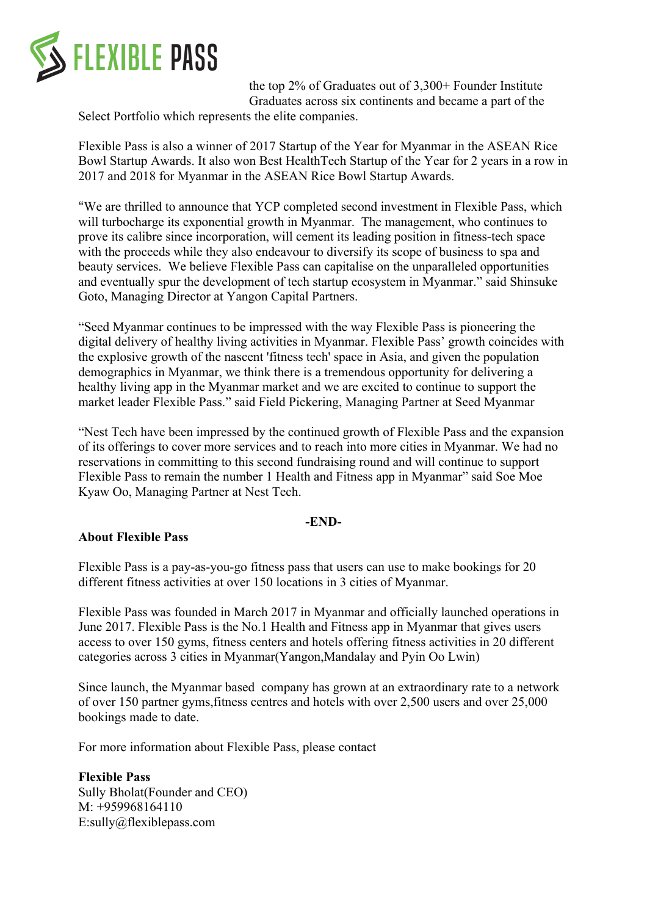the top 2% of Graduates out of 3,300+ Founder Institute Graduates across six continents and became a part of the Select Portfolio which represents the elite companies.

Flexible Pass is also a winner of 2017 Startup of the Year for Myanmar in the ASEAN Rice Bowl Startup Awards. It also won Best HealthTech Startup of the Year for 2 years in a row in 2017 and 2018 for Myanmar in the ASEAN Rice Bowl Startup Awards.

"We are thrilled to announce that YCP completed second investment in Flexible Pass, which will turbocharge its exponential growth in Myanmar. The management, who continues to prove its calibre since incorporation, will cement its leading position in fitness-tech space with the proceeds while they also endeavour to diversify its scope of business to spa and beauty services. We believe Flexible Pass can capitalise on the unparalleled opportunities and eventually spur the development of tech startup ecosystem in Myanmar." said Shinsuke Goto, Managing Director at Yangon Capital Partners.

"Seed Myanmar continues to be impressed with the way Flexible Pass is pioneering the digital delivery of healthy living activities in Myanmar. Flexible Pass' growth coincides with the explosive growth of the nascent 'fitness tech' space in Asia, and given the population demographics in Myanmar, we think there is a tremendous opportunity for delivering a healthy living app in the Myanmar market and we are excited to continue to support the market leader Flexible Pass." said Field Pickering, Managing Partner at Seed Myanmar

"Nest Tech have been impressed by the continued growth of Flexible Pass and the expansion of its offerings to cover more services and to reach into more cities in Myanmar. We had no reservations in committing to this second fundraising round and will continue to support Flexible Pass to remain the number 1 Health and Fitness app in Myanmar" said Soe Moe Kyaw Oo, Managing Partner at Nest Tech.

**-END-**

**About Flexible Pass**

Flexible Pass is a pay-as-you-go fitness pass that users can use to make bookings for 20 different fitness activities at over 150 locations in 3 cities of Myanmar.

Flexible Pass was founded in March 2017 in Myanmar and officially launched operations in June 2017. Flexible Pass is the No.1 Health and Fitness app in Myanmar that gives users access to over 150 gyms, fitness centers and hotels offering fitness activities in 20 different categories across 3 cities in Myanmar(Yangon,Mandalay and Pyin Oo Lwin)

Since launch, the Myanmar based company has grown at an extraordinary rate to a network of over 150 partner gyms,fitness centres and hotels with over 2,500 users and over 25,000 bookings made to date.

For more information about Flexible Pass, please contact

**Flexible Pass**
Sully Bholat(Founder and CEO)
M: +959968164110
E:sully@flexiblepass.com